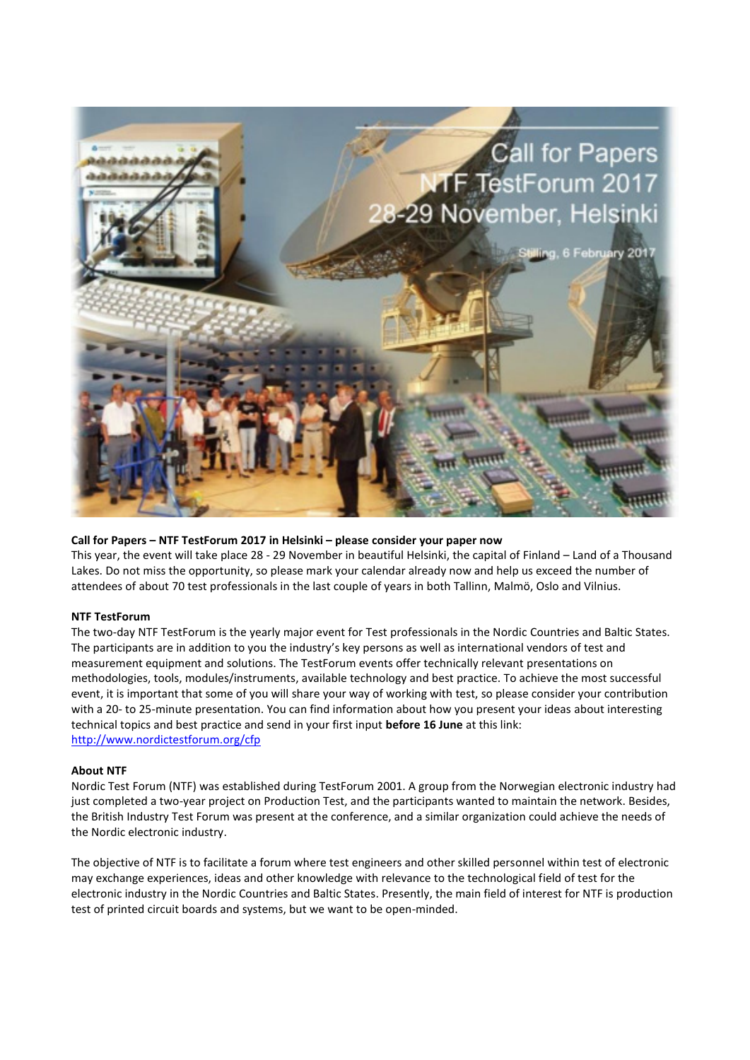**Call for Papers – NTF TestForum 2017 in Helsinki – please consider your paper now**

This year, the event will take place 28 - 29 November in beautiful Helsinki, the capital of Finland – Land of a Thousand Lakes. Do not miss the opportunity, so please mark your calendar already now and help us exceed the number of attendees of about 70 test professionals in the last couple of years in both Tallinn, Malmö, Oslo and Vilnius.

**NTF TestForum**

The two-day NTF TestForum is the yearly major event for Test professionals in the Nordic Countries and Baltic States. The participants are in addition to you the industry's key persons as well as international vendors of test and measurement equipment and solutions. The TestForum events offer technically relevant presentations on methodologies, tools, modules/instruments, available technology and best practice. To achieve the most successful event, it is important that some of you will share your way of working with test, so please consider your contribution with a 20- to 25-minute presentation. You can find information about how you present your ideas about interesting technical topics and best practice and send in your first input **before 16 June** at this link: [http://www.nordictestforum.org/cfp](http://www.nordictestforum.org/cfp)

**About NTF**

Nordic Test Forum (NTF) was established during TestForum 2001. A group from the Norwegian electronic industry had just completed a two-year project on Production Test, and the participants wanted to maintain the network. Besides, the British Industry Test Forum was present at the conference, and a similar organization could achieve the needs of the Nordic electronic industry.

The objective of NTF is to facilitate a forum where test engineers and other skilled personnel within test of electronic may exchange experiences, ideas and other knowledge with relevance to the technological field of test for the electronic industry in the Nordic Countries and Baltic States. Presently, the main field of interest for NTF is production test of printed circuit boards and systems, but we want to be open-minded.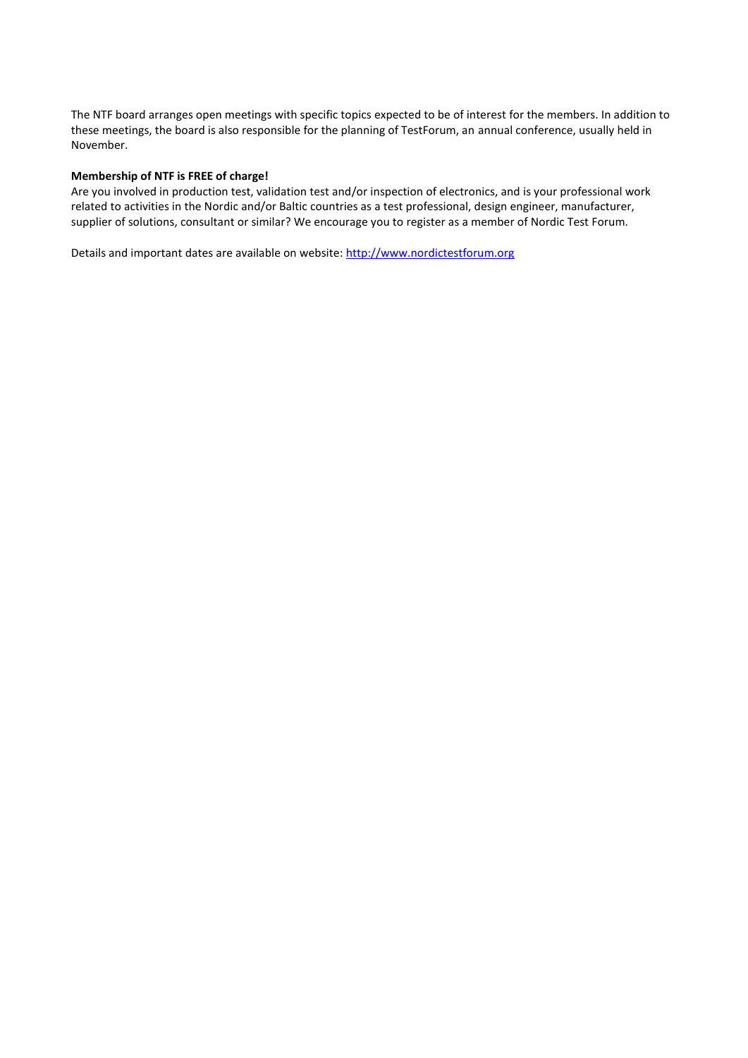The NTF board arranges open meetings with specific topics expected to be of interest for the members. In addition to these meetings, the board is also responsible for the planning of TestForum, an annual conference, usually held in November.

**Membership of NTF is FREE of charge!**

Are you involved in production test, validation test and/or inspection of electronics, and is your professional work related to activities in the Nordic and/or Baltic countries as a test professional, design engineer, manufacturer, supplier of solutions, consultant or similar? We encourage you to register as a member of Nordic Test Forum.

Details and important dates are available on website: [http://www.nordictestforum.org](http://www.nordictestforum.org)